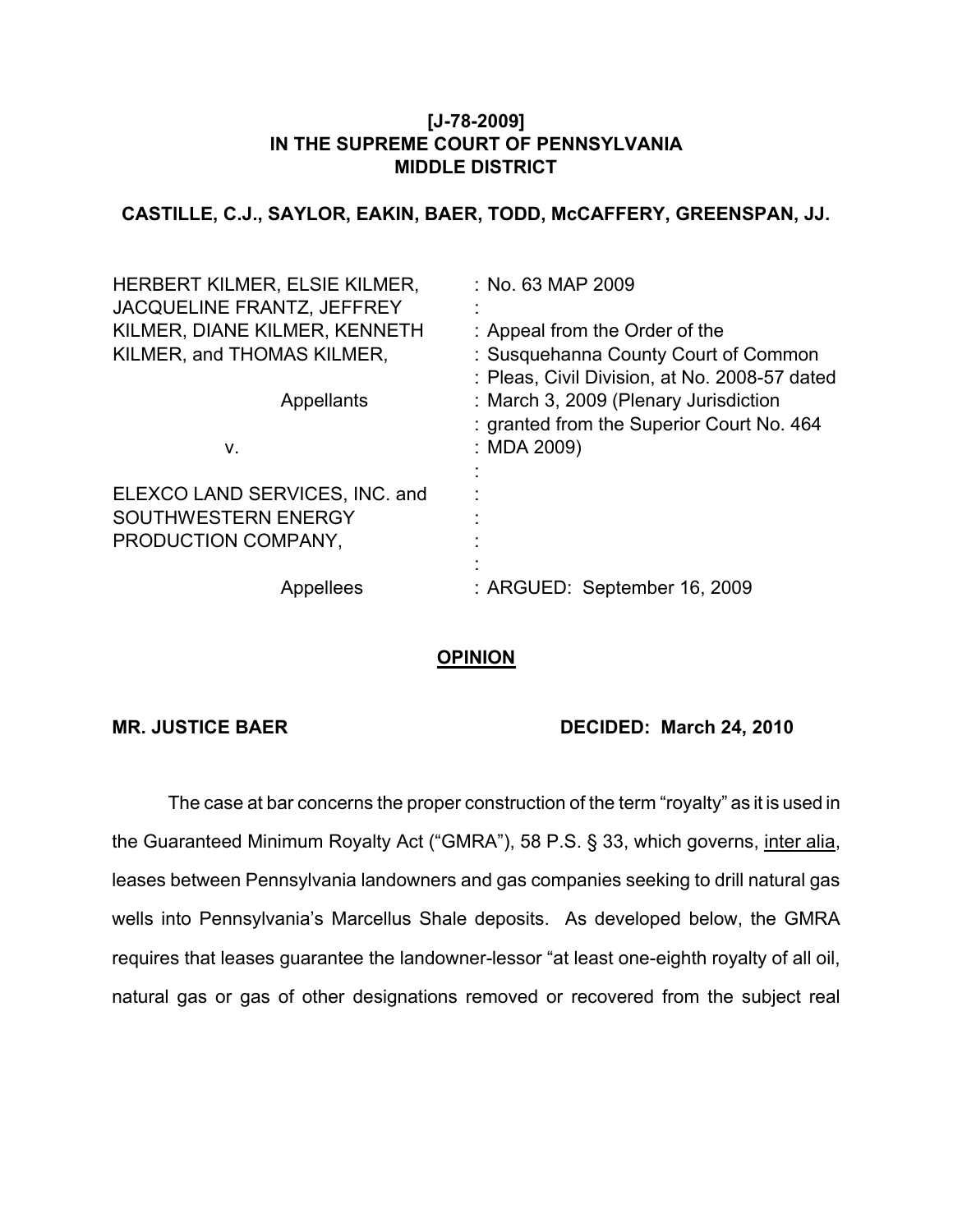**[J-78-2009]**
**IN THE SUPREME COURT OF PENNSYLVANIA**
**MIDDLE DISTRICT**

**CASTILLE, C.J., SAYLOR, EAKIN, BAER, TODD, McCAFFERY, GREENSPAN, JJ.**

| | |
|---|---|
| HERBERT KILMER, ELSIE KILMER, JACQUELINE FRANTZ, JEFFREY KILMER, DIANE KILMER, KENNETH KILMER, and THOMAS KILMER, | : No. 63 MAP 2009 |
| | : |
| Appellants | : Appeal from the Order of the Susquehanna County Court of Common Pleas, Civil Division, at No. 2008-57 dated March 3, 2009 (Plenary Jurisdiction granted from the Superior Court No. 464 MDA 2009) |
| v. | : |
| ELEXCO LAND SERVICES, INC. and SOUTHWESTERN ENERGY PRODUCTION COMPANY, | : |
| Appellees | : ARGUED: September 16, 2009 |

**OPINION**

**MR. JUSTICE BAER** **DECIDED: March 24, 2010**

The case at bar concerns the proper construction of the term "royalty" as it is used in the Guaranteed Minimum Royalty Act ("GMRA"), 58 P.S. § 33, which governs, inter alia, leases between Pennsylvania landowners and gas companies seeking to drill natural gas wells into Pennsylvania's Marcellus Shale deposits. As developed below, the GMRA requires that leases guarantee the landowner-lessor "at least one-eighth royalty of all oil, natural gas or gas of other designations removed or recovered from the subject real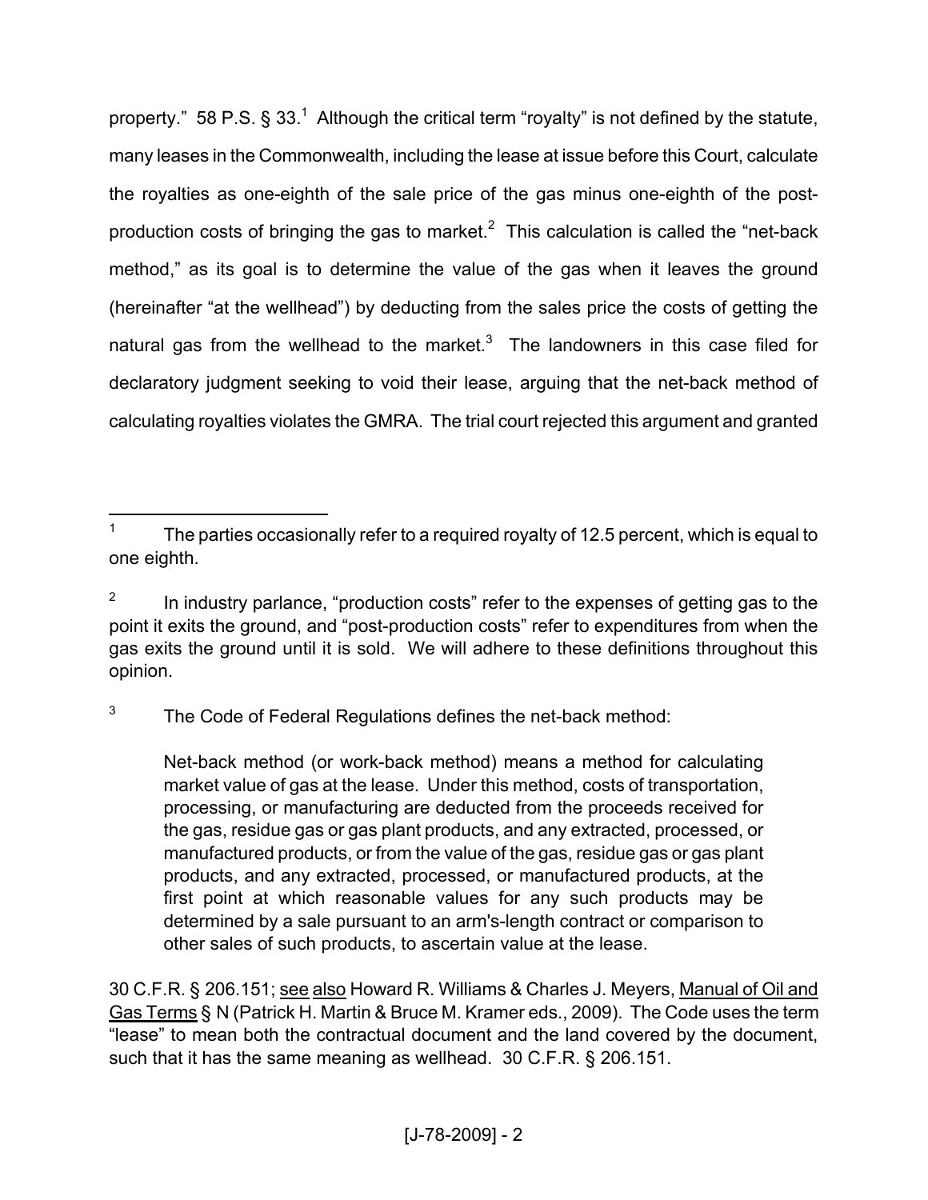property." 58 P.S. § 33.[1] Although the critical term "royalty" is not defined by the statute, many leases in the Commonwealth, including the lease at issue before this Court, calculate the royalties as one-eighth of the sale price of the gas minus one-eighth of the post-production costs of bringing the gas to market.[2] This calculation is called the "net-back method," as its goal is to determine the value of the gas when it leaves the ground (hereinafter "at the wellhead") by deducting from the sales price the costs of getting the natural gas from the wellhead to the market.[3] The landowners in this case filed for declaratory judgment seeking to void their lease, arguing that the net-back method of calculating royalties violates the GMRA. The trial court rejected this argument and granted

---

[1] The parties occasionally refer to a required royalty of 12.5 percent, which is equal to one eighth.

[2] In industry parlance, "production costs" refer to the expenses of getting gas to the point it exits the ground, and "post-production costs" refer to expenditures from when the gas exits the ground until it is sold. We will adhere to these definitions throughout this opinion.

[3] The Code of Federal Regulations defines the net-back method:

> Net-back method (or work-back method) means a method for calculating market value of gas at the lease. Under this method, costs of transportation, processing, or manufacturing are deducted from the proceeds received for the gas, residue gas or gas plant products, and any extracted, processed, or manufactured products, or from the value of the gas, residue gas or gas plant products, and any extracted, processed, or manufactured products, at the first point at which reasonable values for any such products may be determined by a sale pursuant to an arm's-length contract or comparison to other sales of such products, to ascertain value at the lease.

30 C.F.R. § 206.151; see also Howard R. Williams & Charles J. Meyers, Manual of Oil and Gas Terms § N (Patrick H. Martin & Bruce M. Kramer eds., 2009). The Code uses the term "lease" to mean both the contractual document and the land covered by the document, such that it has the same meaning as wellhead. 30 C.F.R. § 206.151.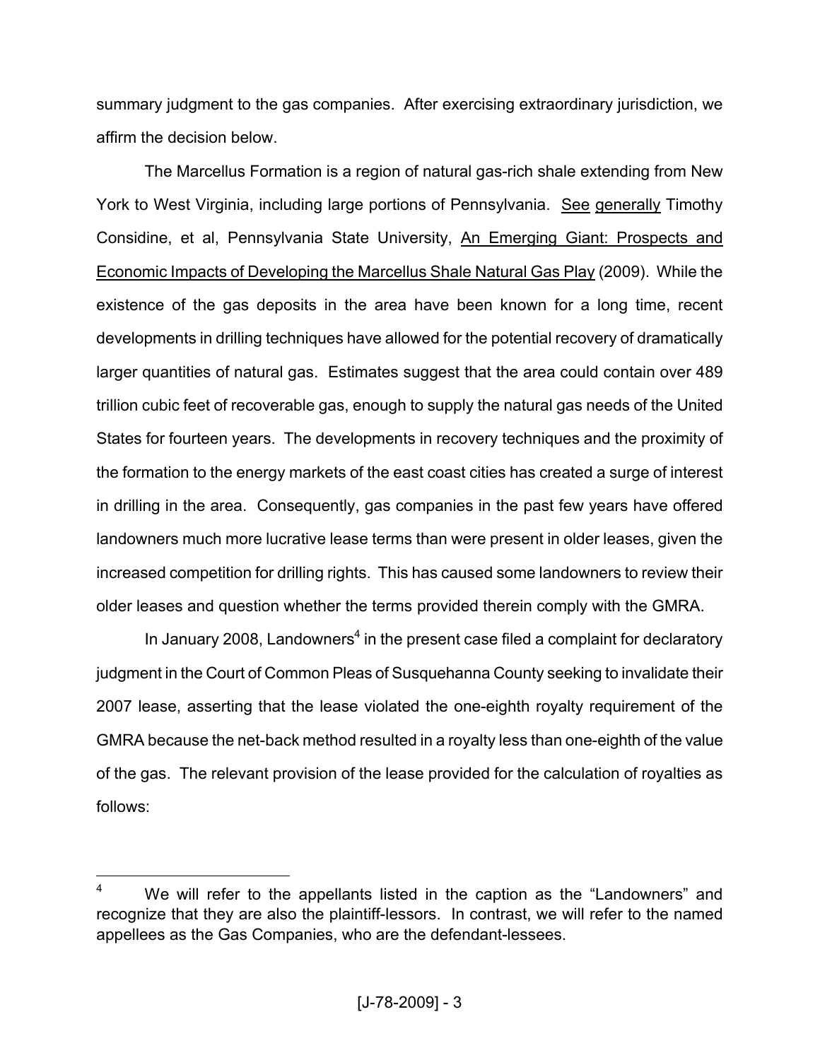summary judgment to the gas companies. After exercising extraordinary jurisdiction, we affirm the decision below.

The Marcellus Formation is a region of natural gas-rich shale extending from New York to West Virginia, including large portions of Pennsylvania. See generally Timothy Considine, et al, Pennsylvania State University, An Emerging Giant: Prospects and Economic Impacts of Developing the Marcellus Shale Natural Gas Play (2009). While the existence of the gas deposits in the area have been known for a long time, recent developments in drilling techniques have allowed for the potential recovery of dramatically larger quantities of natural gas. Estimates suggest that the area could contain over 489 trillion cubic feet of recoverable gas, enough to supply the natural gas needs of the United States for fourteen years. The developments in recovery techniques and the proximity of the formation to the energy markets of the east coast cities has created a surge of interest in drilling in the area. Consequently, gas companies in the past few years have offered landowners much more lucrative lease terms than were present in older leases, given the increased competition for drilling rights. This has caused some landowners to review their older leases and question whether the terms provided therein comply with the GMRA.

In January 2008, Landowners[4] in the present case filed a complaint for declaratory judgment in the Court of Common Pleas of Susquehanna County seeking to invalidate their 2007 lease, asserting that the lease violated the one-eighth royalty requirement of the GMRA because the net-back method resulted in a royalty less than one-eighth of the value of the gas. The relevant provision of the lease provided for the calculation of royalties as follows:

[4] We will refer to the appellants listed in the caption as the "Landowners" and recognize that they are also the plaintiff-lessors. In contrast, we will refer to the named appellees as the Gas Companies, who are the defendant-lessees.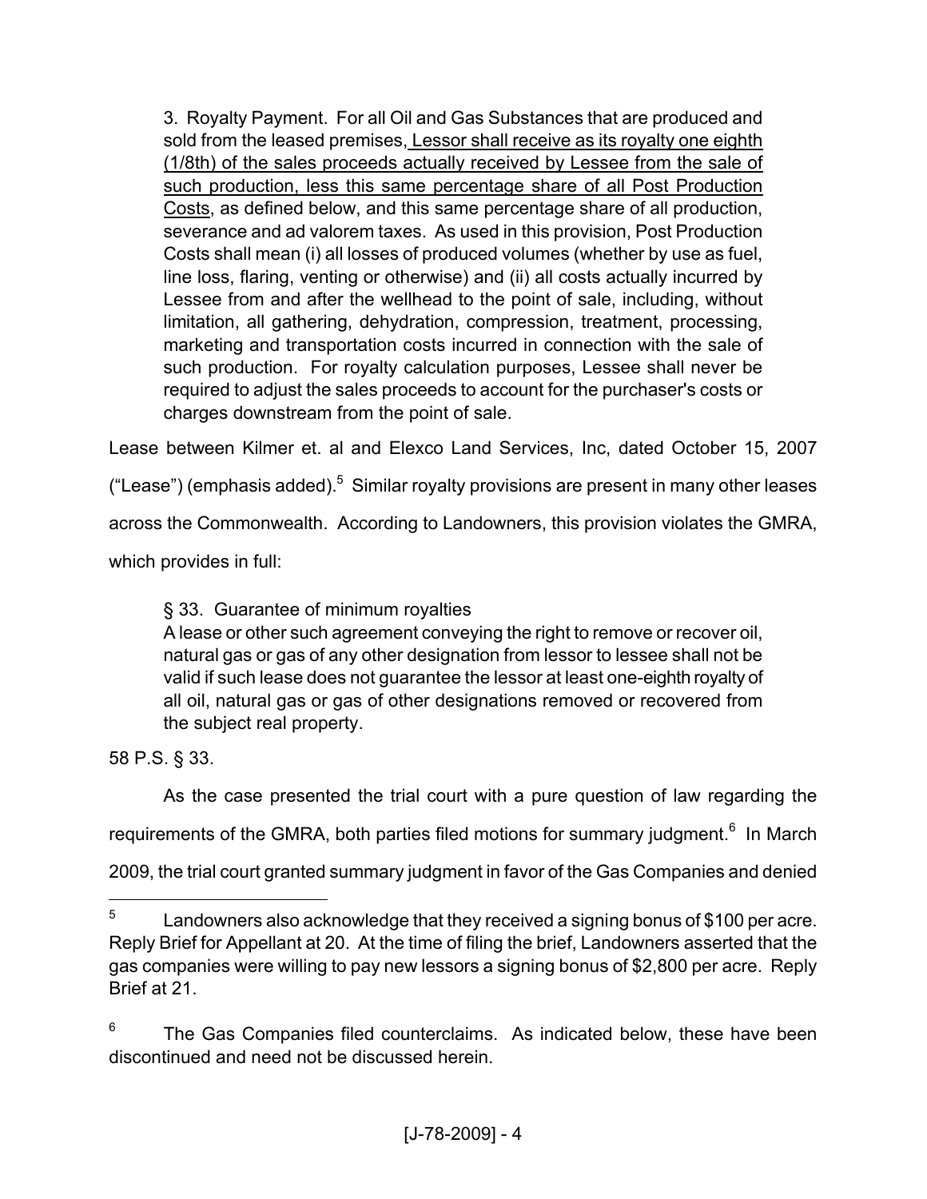> 3. Royalty Payment. For all Oil and Gas Substances that are produced and sold from the leased premises, <u>Lessor shall receive as its royalty one eighth (1/8th) of the sales proceeds actually received by Lessee from the sale of such production, less this same percentage share of all Post Production Costs</u>, as defined below, and this same percentage share of all production, severance and ad valorem taxes. As used in this provision, Post Production Costs shall mean (i) all losses of produced volumes (whether by use as fuel, line loss, flaring, venting or otherwise) and (ii) all costs actually incurred by Lessee from and after the wellhead to the point of sale, including, without limitation, all gathering, dehydration, compression, treatment, processing, marketing and transportation costs incurred in connection with the sale of such production. For royalty calculation purposes, Lessee shall never be required to adjust the sales proceeds to account for the purchaser's costs or charges downstream from the point of sale.

Lease between Kilmer et. al and Elexco Land Services, Inc, dated October 15, 2007 ("Lease") (emphasis added).[5] Similar royalty provisions are present in many other leases across the Commonwealth. According to Landowners, this provision violates the GMRA, which provides in full:

> § 33. Guarantee of minimum royalties
>
> A lease or other such agreement conveying the right to remove or recover oil, natural gas or gas of any other designation from lessor to lessee shall not be valid if such lease does not guarantee the lessor at least one-eighth royalty of all oil, natural gas or gas of other designations removed or recovered from the subject real property.

58 P.S. § 33.

As the case presented the trial court with a pure question of law regarding the requirements of the GMRA, both parties filed motions for summary judgment.[6] In March 2009, the trial court granted summary judgment in favor of the Gas Companies and denied

---

[5] Landowners also acknowledge that they received a signing bonus of $100 per acre. Reply Brief for Appellant at 20. At the time of filing the brief, Landowners asserted that the gas companies were willing to pay new lessors a signing bonus of $2,800 per acre. Reply Brief at 21.

[6] The Gas Companies filed counterclaims. As indicated below, these have been discontinued and need not be discussed herein.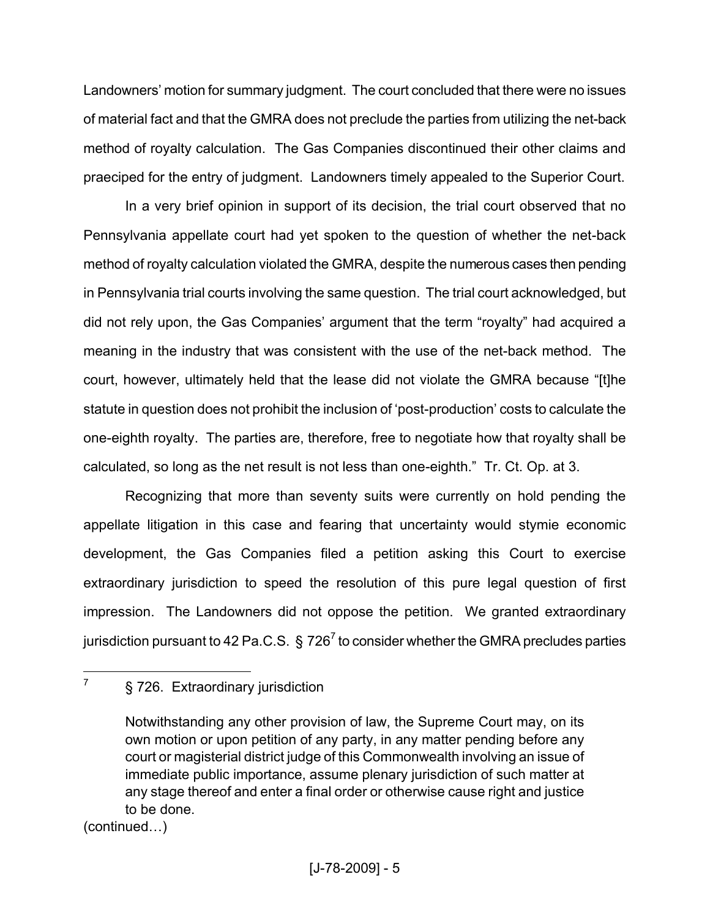Landowners' motion for summary judgment. The court concluded that there were no issues of material fact and that the GMRA does not preclude the parties from utilizing the net-back method of royalty calculation. The Gas Companies discontinued their other claims and praeciped for the entry of judgment. Landowners timely appealed to the Superior Court.

In a very brief opinion in support of its decision, the trial court observed that no Pennsylvania appellate court had yet spoken to the question of whether the net-back method of royalty calculation violated the GMRA, despite the numerous cases then pending in Pennsylvania trial courts involving the same question. The trial court acknowledged, but did not rely upon, the Gas Companies' argument that the term "royalty" had acquired a meaning in the industry that was consistent with the use of the net-back method. The court, however, ultimately held that the lease did not violate the GMRA because "[t]he statute in question does not prohibit the inclusion of 'post-production' costs to calculate the one-eighth royalty. The parties are, therefore, free to negotiate how that royalty shall be calculated, so long as the net result is not less than one-eighth." Tr. Ct. Op. at 3.

Recognizing that more than seventy suits were currently on hold pending the appellate litigation in this case and fearing that uncertainty would stymie economic development, the Gas Companies filed a petition asking this Court to exercise extraordinary jurisdiction to speed the resolution of this pure legal question of first impression. The Landowners did not oppose the petition. We granted extraordinary jurisdiction pursuant to 42 Pa.C.S. § 726[7] to consider whether the GMRA precludes parties

---

[7] § 726. Extraordinary jurisdiction

> Notwithstanding any other provision of law, the Supreme Court may, on its own motion or upon petition of any party, in any matter pending before any court or magisterial district judge of this Commonwealth involving an issue of immediate public importance, assume plenary jurisdiction of such matter at any stage thereof and enter a final order or otherwise cause right and justice to be done.

(continued…)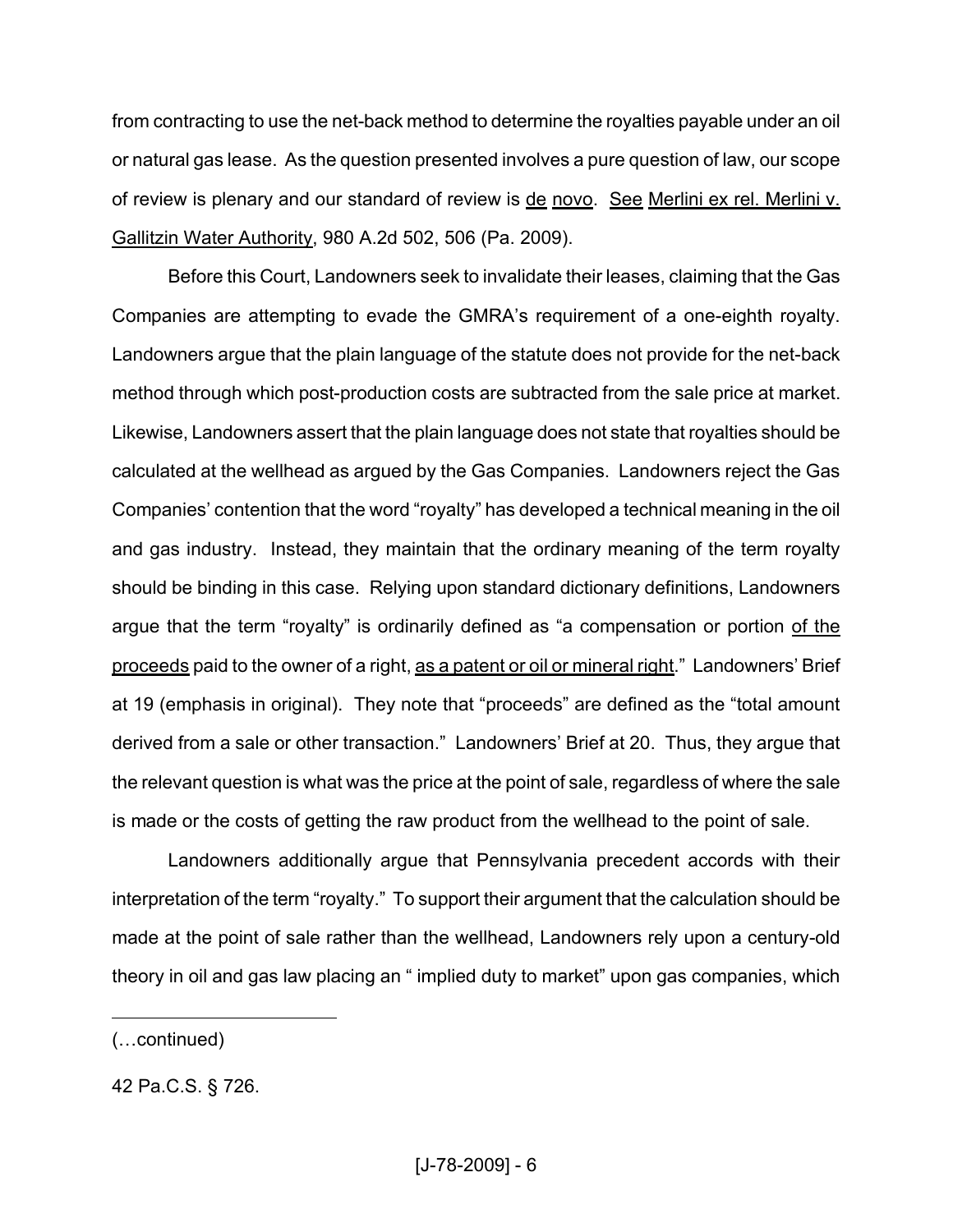from contracting to use the net-back method to determine the royalties payable under an oil or natural gas lease. As the question presented involves a pure question of law, our scope of review is plenary and our standard of review is de novo. See Merlini ex rel. Merlini v. Gallitzin Water Authority, 980 A.2d 502, 506 (Pa. 2009).

Before this Court, Landowners seek to invalidate their leases, claiming that the Gas Companies are attempting to evade the GMRA's requirement of a one-eighth royalty. Landowners argue that the plain language of the statute does not provide for the net-back method through which post-production costs are subtracted from the sale price at market. Likewise, Landowners assert that the plain language does not state that royalties should be calculated at the wellhead as argued by the Gas Companies. Landowners reject the Gas Companies' contention that the word "royalty" has developed a technical meaning in the oil and gas industry. Instead, they maintain that the ordinary meaning of the term royalty should be binding in this case. Relying upon standard dictionary definitions, Landowners argue that the term "royalty" is ordinarily defined as "a compensation or portion of the proceeds paid to the owner of a right, as a patent or oil or mineral right." Landowners' Brief at 19 (emphasis in original). They note that "proceeds" are defined as the "total amount derived from a sale or other transaction." Landowners' Brief at 20. Thus, they argue that the relevant question is what was the price at the point of sale, regardless of where the sale is made or the costs of getting the raw product from the wellhead to the point of sale.

Landowners additionally argue that Pennsylvania precedent accords with their interpretation of the term "royalty." To support their argument that the calculation should be made at the point of sale rather than the wellhead, Landowners rely upon a century-old theory in oil and gas law placing an " implied duty to market" upon gas companies, which

---

(…continued)

42 Pa.C.S. § 726.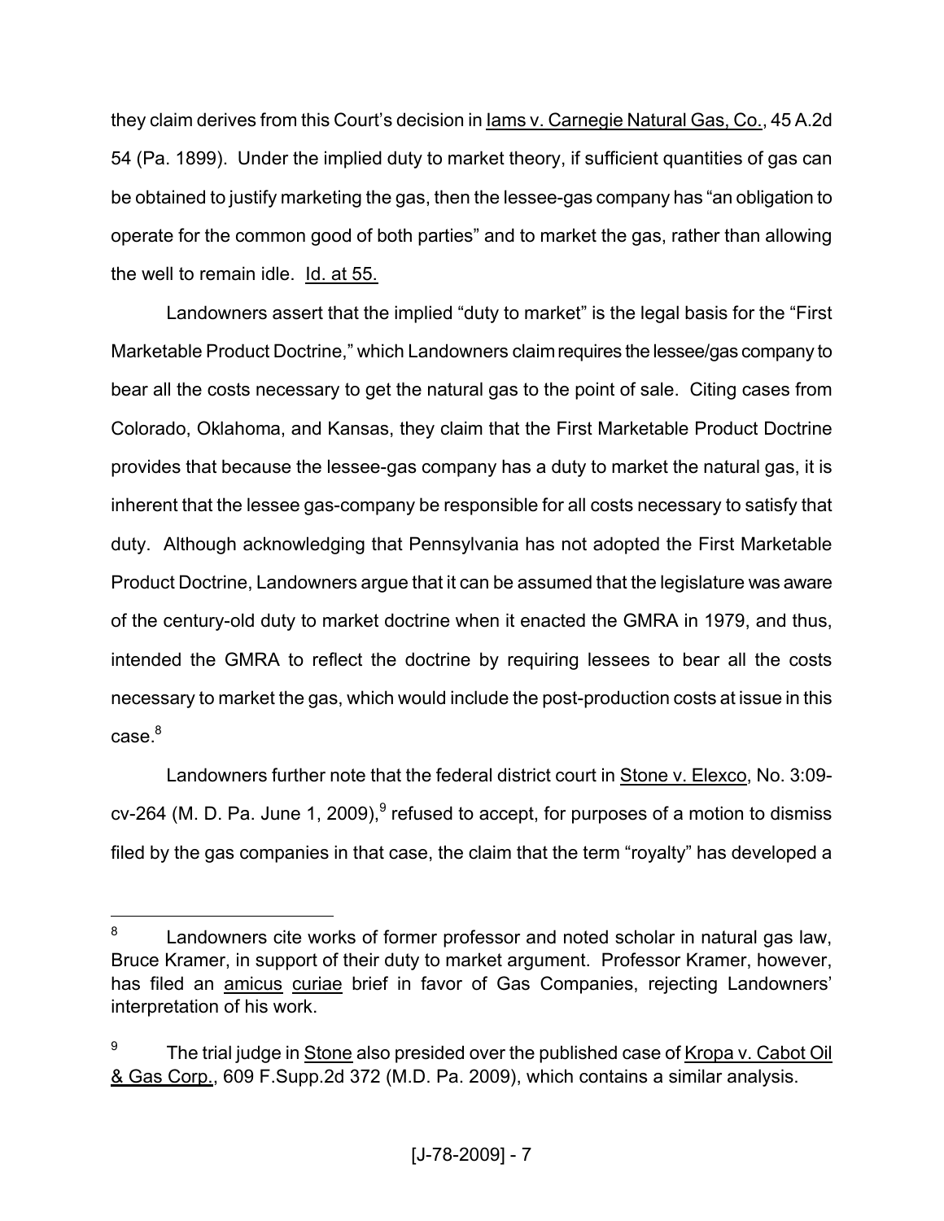they claim derives from this Court's decision in Iams v. Carnegie Natural Gas, Co., 45 A.2d 54 (Pa. 1899). Under the implied duty to market theory, if sufficient quantities of gas can be obtained to justify marketing the gas, then the lessee-gas company has "an obligation to operate for the common good of both parties" and to market the gas, rather than allowing the well to remain idle. Id. at 55.

Landowners assert that the implied "duty to market" is the legal basis for the "First Marketable Product Doctrine," which Landowners claim requires the lessee/gas company to bear all the costs necessary to get the natural gas to the point of sale. Citing cases from Colorado, Oklahoma, and Kansas, they claim that the First Marketable Product Doctrine provides that because the lessee-gas company has a duty to market the natural gas, it is inherent that the lessee gas-company be responsible for all costs necessary to satisfy that duty. Although acknowledging that Pennsylvania has not adopted the First Marketable Product Doctrine, Landowners argue that it can be assumed that the legislature was aware of the century-old duty to market doctrine when it enacted the GMRA in 1979, and thus, intended the GMRA to reflect the doctrine by requiring lessees to bear all the costs necessary to market the gas, which would include the post-production costs at issue in this case.[8]

Landowners further note that the federal district court in Stone v. Elexco, No. 3:09-cv-264 (M. D. Pa. June 1, 2009),[9] refused to accept, for purposes of a motion to dismiss filed by the gas companies in that case, the claim that the term "royalty" has developed a

---

[8] Landowners cite works of former professor and noted scholar in natural gas law, Bruce Kramer, in support of their duty to market argument. Professor Kramer, however, has filed an *amicus curiae* brief in favor of Gas Companies, rejecting Landowners' interpretation of his work.

[9] The trial judge in Stone also presided over the published case of Kropa v. Cabot Oil & Gas Corp., 609 F.Supp.2d 372 (M.D. Pa. 2009), which contains a similar analysis.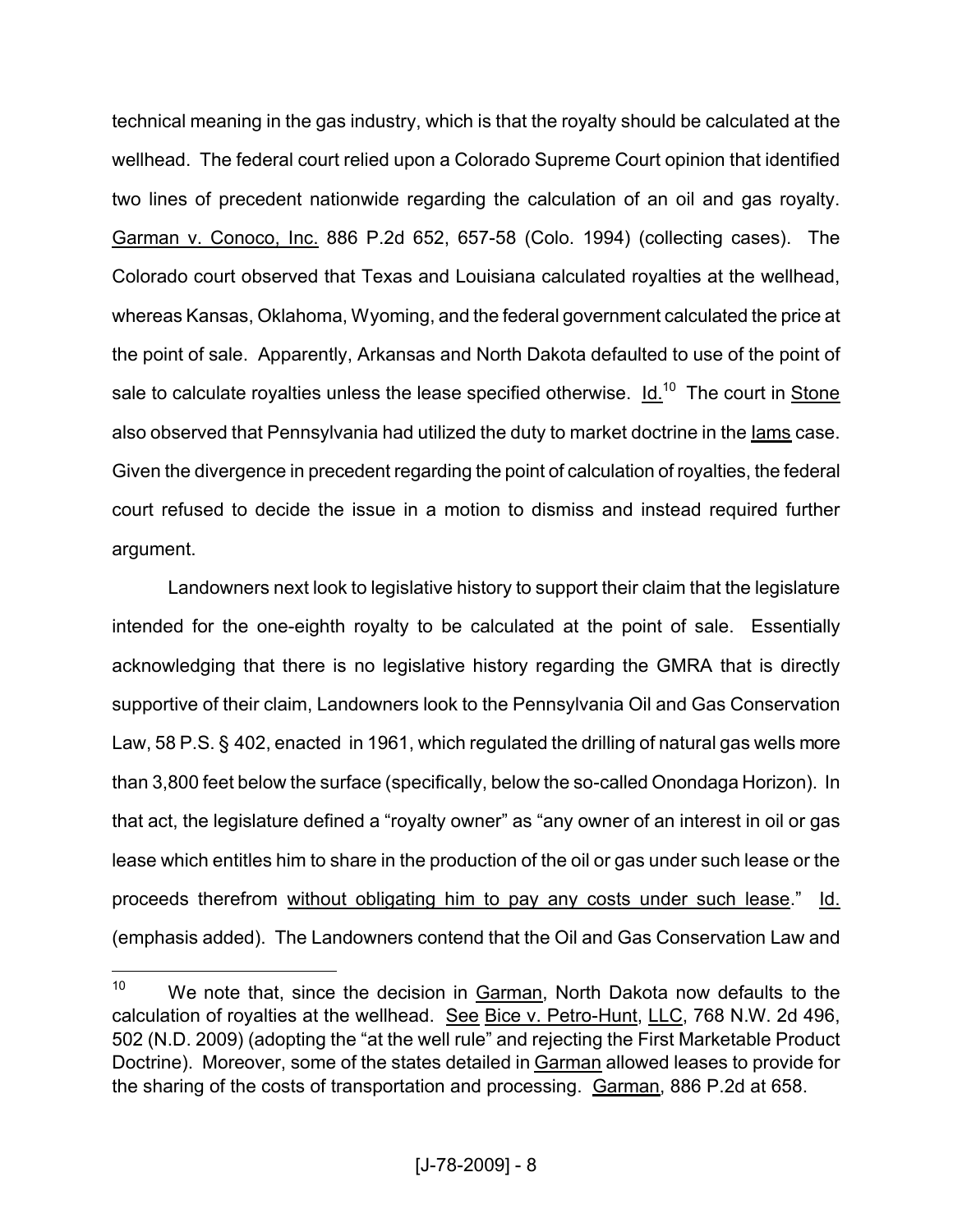technical meaning in the gas industry, which is that the royalty should be calculated at the wellhead. The federal court relied upon a Colorado Supreme Court opinion that identified two lines of precedent nationwide regarding the calculation of an oil and gas royalty. Garman v. Conoco, Inc. 886 P.2d 652, 657-58 (Colo. 1994) (collecting cases). The Colorado court observed that Texas and Louisiana calculated royalties at the wellhead, whereas Kansas, Oklahoma, Wyoming, and the federal government calculated the price at the point of sale. Apparently, Arkansas and North Dakota defaulted to use of the point of sale to calculate royalties unless the lease specified otherwise. Id.[10] The court in Stone also observed that Pennsylvania had utilized the duty to market doctrine in the Iams case. Given the divergence in precedent regarding the point of calculation of royalties, the federal court refused to decide the issue in a motion to dismiss and instead required further argument.

Landowners next look to legislative history to support their claim that the legislature intended for the one-eighth royalty to be calculated at the point of sale. Essentially acknowledging that there is no legislative history regarding the GMRA that is directly supportive of their claim, Landowners look to the Pennsylvania Oil and Gas Conservation Law, 58 P.S. § 402, enacted in 1961, which regulated the drilling of natural gas wells more than 3,800 feet below the surface (specifically, below the so-called Onondaga Horizon). In that act, the legislature defined a "royalty owner" as "any owner of an interest in oil or gas lease which entitles him to share in the production of the oil or gas under such lease or the proceeds therefrom without obligating him to pay any costs under such lease." Id. (emphasis added). The Landowners contend that the Oil and Gas Conservation Law and

---

[10] We note that, since the decision in Garman, North Dakota now defaults to the calculation of royalties at the wellhead. See Bice v. Petro-Hunt, LLC, 768 N.W. 2d 496, 502 (N.D. 2009) (adopting the "at the well rule" and rejecting the First Marketable Product Doctrine). Moreover, some of the states detailed in Garman allowed leases to provide for the sharing of the costs of transportation and processing. Garman, 886 P.2d at 658.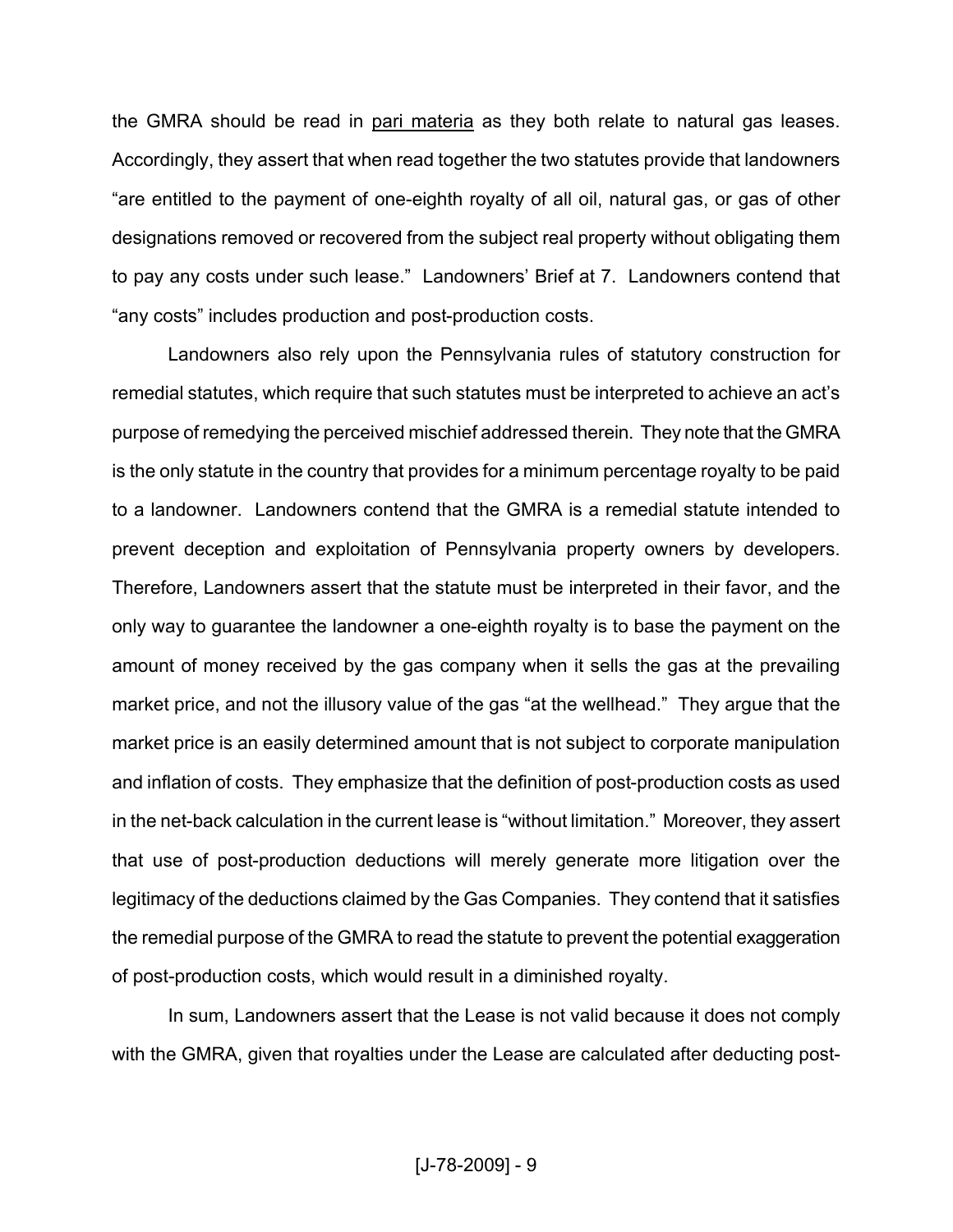the GMRA should be read in pari materia as they both relate to natural gas leases. Accordingly, they assert that when read together the two statutes provide that landowners "are entitled to the payment of one-eighth royalty of all oil, natural gas, or gas of other designations removed or recovered from the subject real property without obligating them to pay any costs under such lease." Landowners' Brief at 7. Landowners contend that "any costs" includes production and post-production costs.

Landowners also rely upon the Pennsylvania rules of statutory construction for remedial statutes, which require that such statutes must be interpreted to achieve an act's purpose of remedying the perceived mischief addressed therein. They note that the GMRA is the only statute in the country that provides for a minimum percentage royalty to be paid to a landowner. Landowners contend that the GMRA is a remedial statute intended to prevent deception and exploitation of Pennsylvania property owners by developers. Therefore, Landowners assert that the statute must be interpreted in their favor, and the only way to guarantee the landowner a one-eighth royalty is to base the payment on the amount of money received by the gas company when it sells the gas at the prevailing market price, and not the illusory value of the gas "at the wellhead." They argue that the market price is an easily determined amount that is not subject to corporate manipulation and inflation of costs. They emphasize that the definition of post-production costs as used in the net-back calculation in the current lease is "without limitation." Moreover, they assert that use of post-production deductions will merely generate more litigation over the legitimacy of the deductions claimed by the Gas Companies. They contend that it satisfies the remedial purpose of the GMRA to read the statute to prevent the potential exaggeration of post-production costs, which would result in a diminished royalty.

In sum, Landowners assert that the Lease is not valid because it does not comply with the GMRA, given that royalties under the Lease are calculated after deducting post-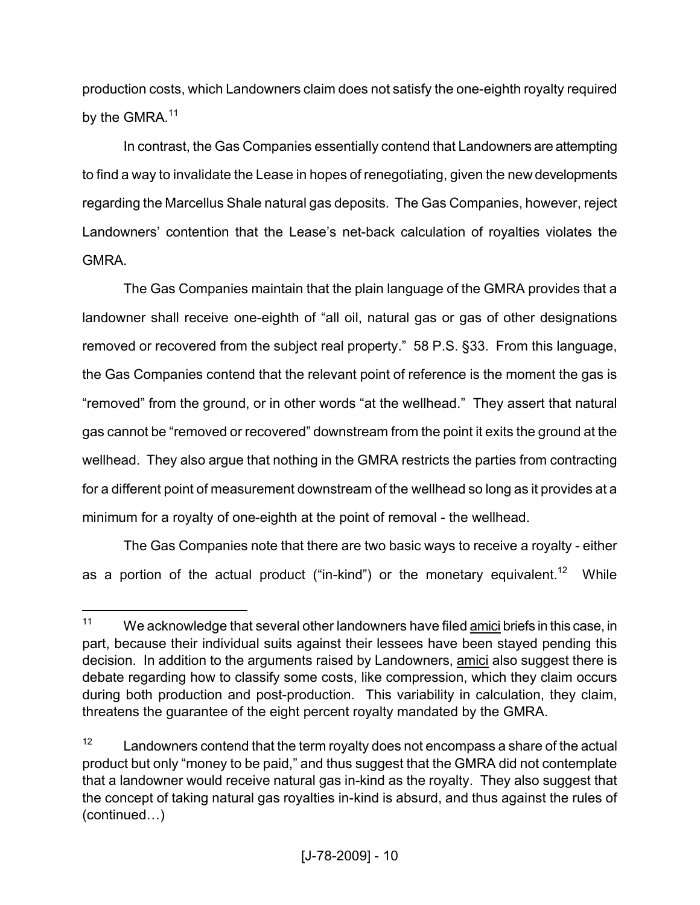production costs, which Landowners claim does not satisfy the one-eighth royalty required by the GMRA.[11]

In contrast, the Gas Companies essentially contend that Landowners are attempting to find a way to invalidate the Lease in hopes of renegotiating, given the new developments regarding the Marcellus Shale natural gas deposits. The Gas Companies, however, reject Landowners' contention that the Lease's net-back calculation of royalties violates the GMRA.

The Gas Companies maintain that the plain language of the GMRA provides that a landowner shall receive one-eighth of "all oil, natural gas or gas of other designations removed or recovered from the subject real property." 58 P.S. §33. From this language, the Gas Companies contend that the relevant point of reference is the moment the gas is "removed" from the ground, or in other words "at the wellhead." They assert that natural gas cannot be "removed or recovered" downstream from the point it exits the ground at the wellhead. They also argue that nothing in the GMRA restricts the parties from contracting for a different point of measurement downstream of the wellhead so long as it provides at a minimum for a royalty of one-eighth at the point of removal - the wellhead.

The Gas Companies note that there are two basic ways to receive a royalty - either as a portion of the actual product ("in-kind") or the monetary equivalent.[12] While

---

[11] We acknowledge that several other landowners have filed amici briefs in this case, in part, because their individual suits against their lessees have been stayed pending this decision. In addition to the arguments raised by Landowners, amici also suggest there is debate regarding how to classify some costs, like compression, which they claim occurs during both production and post-production. This variability in calculation, they claim, threatens the guarantee of the eight percent royalty mandated by the GMRA.

[12] Landowners contend that the term royalty does not encompass a share of the actual product but only "money to be paid," and thus suggest that the GMRA did not contemplate that a landowner would receive natural gas in-kind as the royalty. They also suggest that the concept of taking natural gas royalties in-kind is absurd, and thus against the rules of (continued…)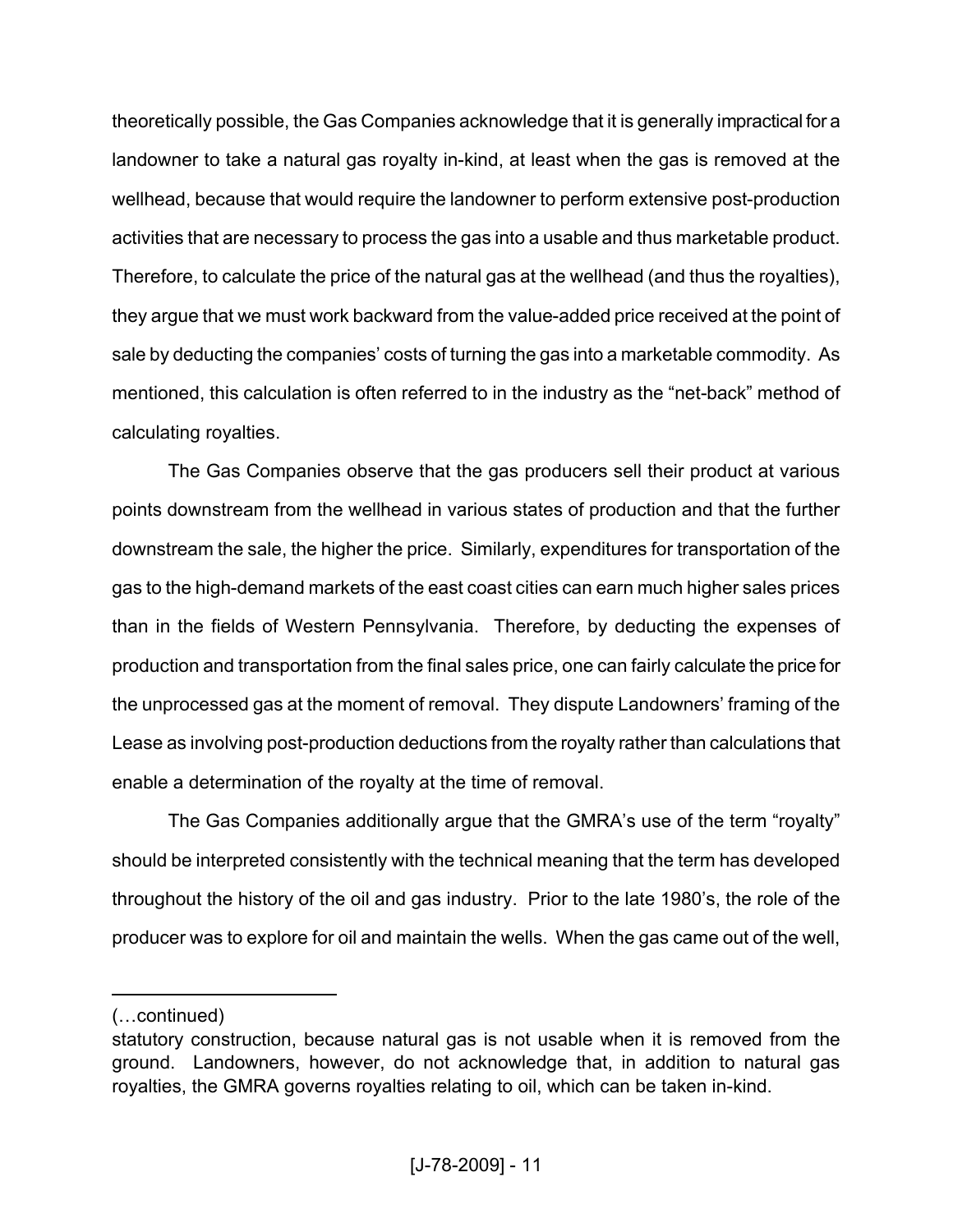theoretically possible, the Gas Companies acknowledge that it is generally impractical for a landowner to take a natural gas royalty in-kind, at least when the gas is removed at the wellhead, because that would require the landowner to perform extensive post-production activities that are necessary to process the gas into a usable and thus marketable product. Therefore, to calculate the price of the natural gas at the wellhead (and thus the royalties), they argue that we must work backward from the value-added price received at the point of sale by deducting the companies' costs of turning the gas into a marketable commodity. As mentioned, this calculation is often referred to in the industry as the "net-back" method of calculating royalties.

The Gas Companies observe that the gas producers sell their product at various points downstream from the wellhead in various states of production and that the further downstream the sale, the higher the price. Similarly, expenditures for transportation of the gas to the high-demand markets of the east coast cities can earn much higher sales prices than in the fields of Western Pennsylvania. Therefore, by deducting the expenses of production and transportation from the final sales price, one can fairly calculate the price for the unprocessed gas at the moment of removal. They dispute Landowners' framing of the Lease as involving post-production deductions from the royalty rather than calculations that enable a determination of the royalty at the time of removal.

The Gas Companies additionally argue that the GMRA's use of the term "royalty" should be interpreted consistently with the technical meaning that the term has developed throughout the history of the oil and gas industry. Prior to the late 1980's, the role of the producer was to explore for oil and maintain the wells. When the gas came out of the well,

---

(…continued)

statutory construction, because natural gas is not usable when it is removed from the ground. Landowners, however, do not acknowledge that, in addition to natural gas royalties, the GMRA governs royalties relating to oil, which can be taken in-kind.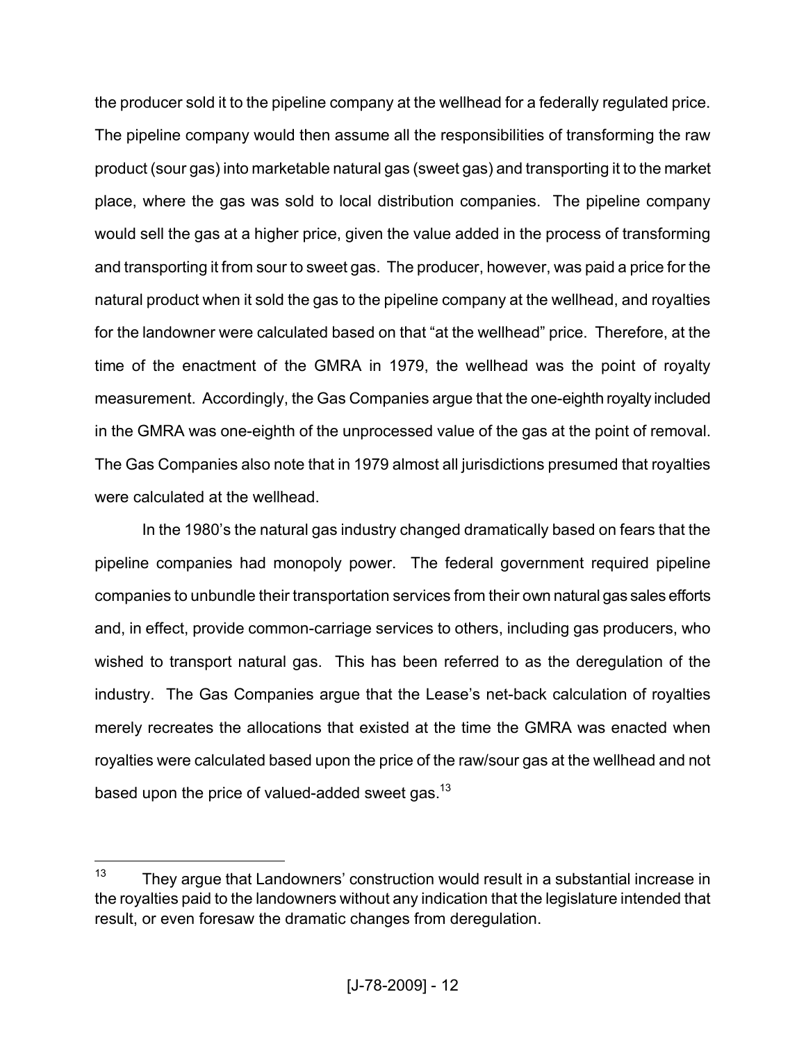the producer sold it to the pipeline company at the wellhead for a federally regulated price. The pipeline company would then assume all the responsibilities of transforming the raw product (sour gas) into marketable natural gas (sweet gas) and transporting it to the market place, where the gas was sold to local distribution companies. The pipeline company would sell the gas at a higher price, given the value added in the process of transforming and transporting it from sour to sweet gas. The producer, however, was paid a price for the natural product when it sold the gas to the pipeline company at the wellhead, and royalties for the landowner were calculated based on that "at the wellhead" price. Therefore, at the time of the enactment of the GMRA in 1979, the wellhead was the point of royalty measurement. Accordingly, the Gas Companies argue that the one-eighth royalty included in the GMRA was one-eighth of the unprocessed value of the gas at the point of removal. The Gas Companies also note that in 1979 almost all jurisdictions presumed that royalties were calculated at the wellhead.

In the 1980's the natural gas industry changed dramatically based on fears that the pipeline companies had monopoly power. The federal government required pipeline companies to unbundle their transportation services from their own natural gas sales efforts and, in effect, provide common-carriage services to others, including gas producers, who wished to transport natural gas. This has been referred to as the deregulation of the industry. The Gas Companies argue that the Lease's net-back calculation of royalties merely recreates the allocations that existed at the time the GMRA was enacted when royalties were calculated based upon the price of the raw/sour gas at the wellhead and not based upon the price of valued-added sweet gas.[13]

---

[13] They argue that Landowners' construction would result in a substantial increase in the royalties paid to the landowners without any indication that the legislature intended that result, or even foresaw the dramatic changes from deregulation.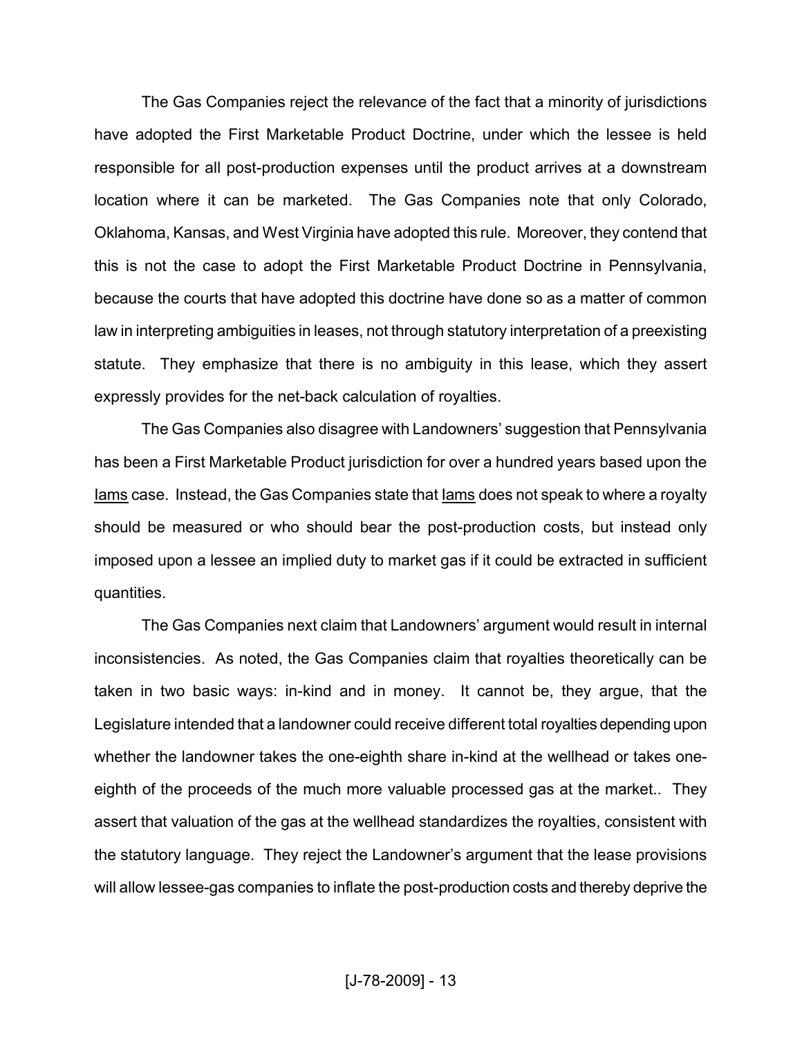The Gas Companies reject the relevance of the fact that a minority of jurisdictions have adopted the First Marketable Product Doctrine, under which the lessee is held responsible for all post-production expenses until the product arrives at a downstream location where it can be marketed. The Gas Companies note that only Colorado, Oklahoma, Kansas, and West Virginia have adopted this rule. Moreover, they contend that this is not the case to adopt the First Marketable Product Doctrine in Pennsylvania, because the courts that have adopted this doctrine have done so as a matter of common law in interpreting ambiguities in leases, not through statutory interpretation of a preexisting statute. They emphasize that there is no ambiguity in this lease, which they assert expressly provides for the net-back calculation of royalties.

The Gas Companies also disagree with Landowners' suggestion that Pennsylvania has been a First Marketable Product jurisdiction for over a hundred years based upon the Iams case. Instead, the Gas Companies state that Iams does not speak to where a royalty should be measured or who should bear the post-production costs, but instead only imposed upon a lessee an implied duty to market gas if it could be extracted in sufficient quantities.

The Gas Companies next claim that Landowners' argument would result in internal inconsistencies. As noted, the Gas Companies claim that royalties theoretically can be taken in two basic ways: in-kind and in money. It cannot be, they argue, that the Legislature intended that a landowner could receive different total royalties depending upon whether the landowner takes the one-eighth share in-kind at the wellhead or takes one-eighth of the proceeds of the much more valuable processed gas at the market.. They assert that valuation of the gas at the wellhead standardizes the royalties, consistent with the statutory language. They reject the Landowner's argument that the lease provisions will allow lessee-gas companies to inflate the post-production costs and thereby deprive the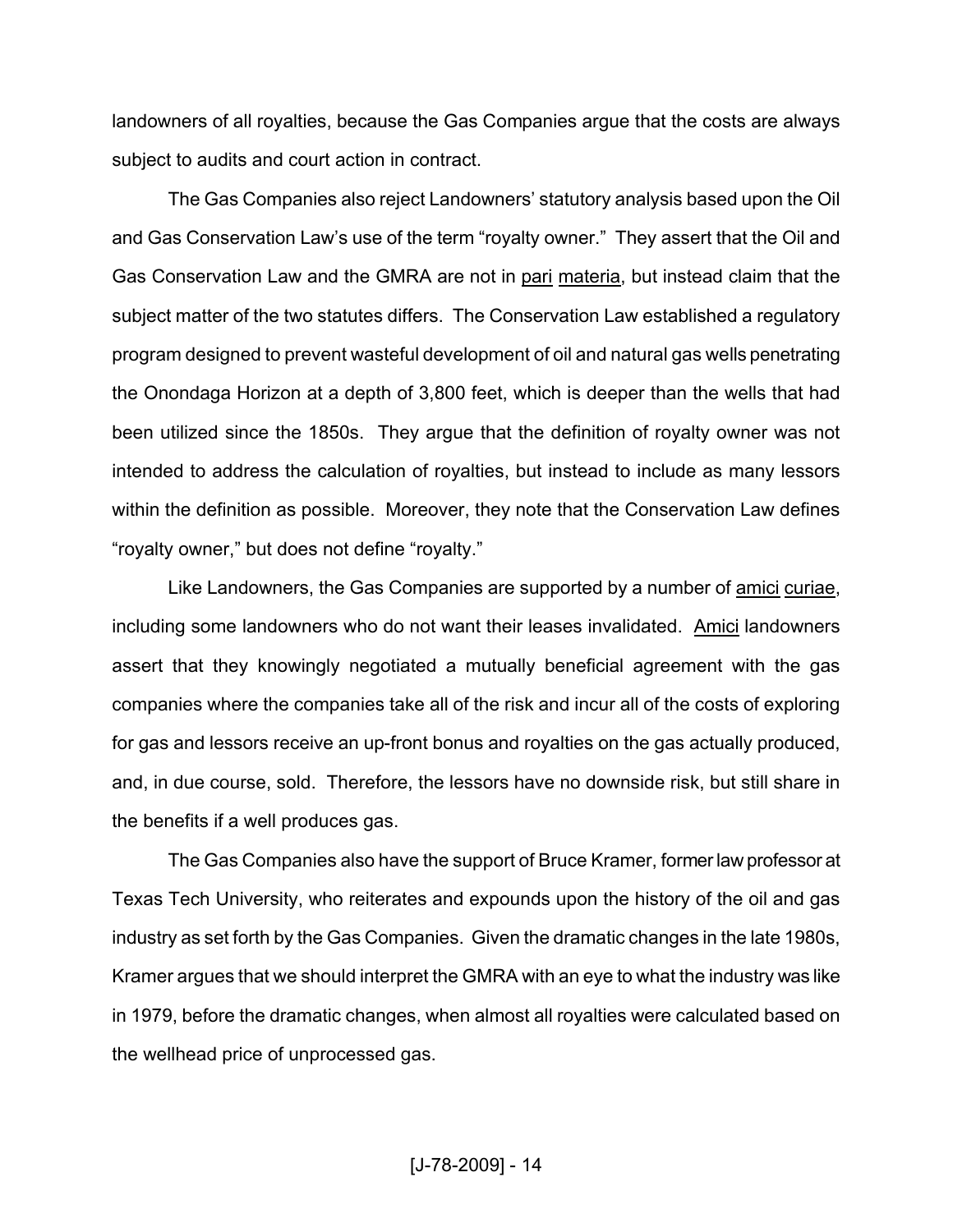landowners of all royalties, because the Gas Companies argue that the costs are always subject to audits and court action in contract.

The Gas Companies also reject Landowners' statutory analysis based upon the Oil and Gas Conservation Law's use of the term "royalty owner." They assert that the Oil and Gas Conservation Law and the GMRA are not in pari materia, but instead claim that the subject matter of the two statutes differs. The Conservation Law established a regulatory program designed to prevent wasteful development of oil and natural gas wells penetrating the Onondaga Horizon at a depth of 3,800 feet, which is deeper than the wells that had been utilized since the 1850s. They argue that the definition of royalty owner was not intended to address the calculation of royalties, but instead to include as many lessors within the definition as possible. Moreover, they note that the Conservation Law defines "royalty owner," but does not define "royalty."

Like Landowners, the Gas Companies are supported by a number of amici curiae, including some landowners who do not want their leases invalidated. Amici landowners assert that they knowingly negotiated a mutually beneficial agreement with the gas companies where the companies take all of the risk and incur all of the costs of exploring for gas and lessors receive an up-front bonus and royalties on the gas actually produced, and, in due course, sold. Therefore, the lessors have no downside risk, but still share in the benefits if a well produces gas.

The Gas Companies also have the support of Bruce Kramer, former law professor at Texas Tech University, who reiterates and expounds upon the history of the oil and gas industry as set forth by the Gas Companies. Given the dramatic changes in the late 1980s, Kramer argues that we should interpret the GMRA with an eye to what the industry was like in 1979, before the dramatic changes, when almost all royalties were calculated based on the wellhead price of unprocessed gas.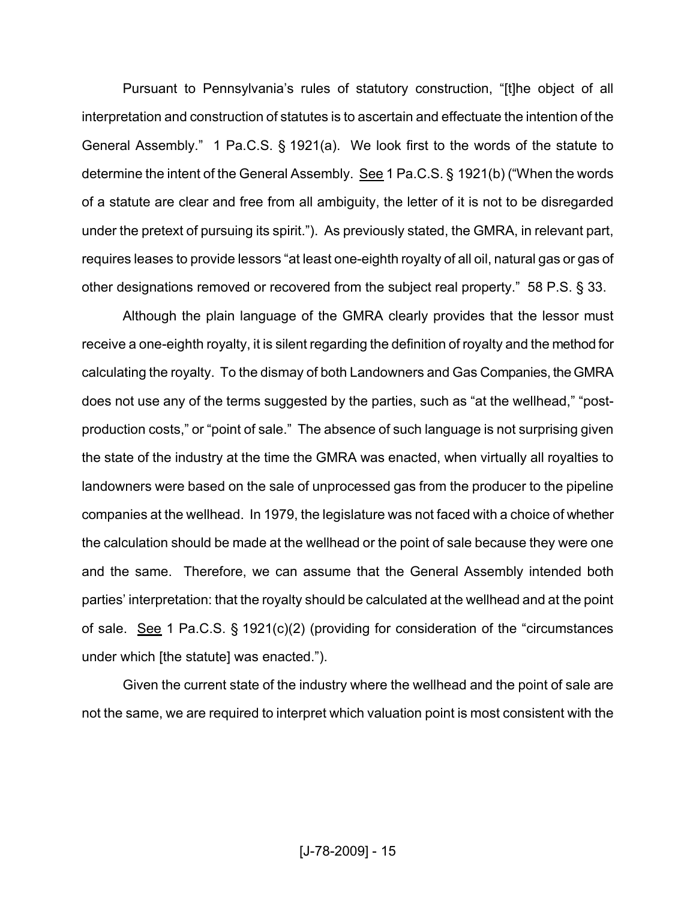Pursuant to Pennsylvania's rules of statutory construction, "[t]he object of all interpretation and construction of statutes is to ascertain and effectuate the intention of the General Assembly." 1 Pa.C.S. § 1921(a). We look first to the words of the statute to determine the intent of the General Assembly. See 1 Pa.C.S. § 1921(b) ("When the words of a statute are clear and free from all ambiguity, the letter of it is not to be disregarded under the pretext of pursuing its spirit."). As previously stated, the GMRA, in relevant part, requires leases to provide lessors "at least one-eighth royalty of all oil, natural gas or gas of other designations removed or recovered from the subject real property." 58 P.S. § 33.

Although the plain language of the GMRA clearly provides that the lessor must receive a one-eighth royalty, it is silent regarding the definition of royalty and the method for calculating the royalty. To the dismay of both Landowners and Gas Companies, the GMRA does not use any of the terms suggested by the parties, such as "at the wellhead," "post-production costs," or "point of sale." The absence of such language is not surprising given the state of the industry at the time the GMRA was enacted, when virtually all royalties to landowners were based on the sale of unprocessed gas from the producer to the pipeline companies at the wellhead. In 1979, the legislature was not faced with a choice of whether the calculation should be made at the wellhead or the point of sale because they were one and the same. Therefore, we can assume that the General Assembly intended both parties' interpretation: that the royalty should be calculated at the wellhead and at the point of sale. See 1 Pa.C.S. § 1921(c)(2) (providing for consideration of the "circumstances under which [the statute] was enacted.").

Given the current state of the industry where the wellhead and the point of sale are not the same, we are required to interpret which valuation point is most consistent with the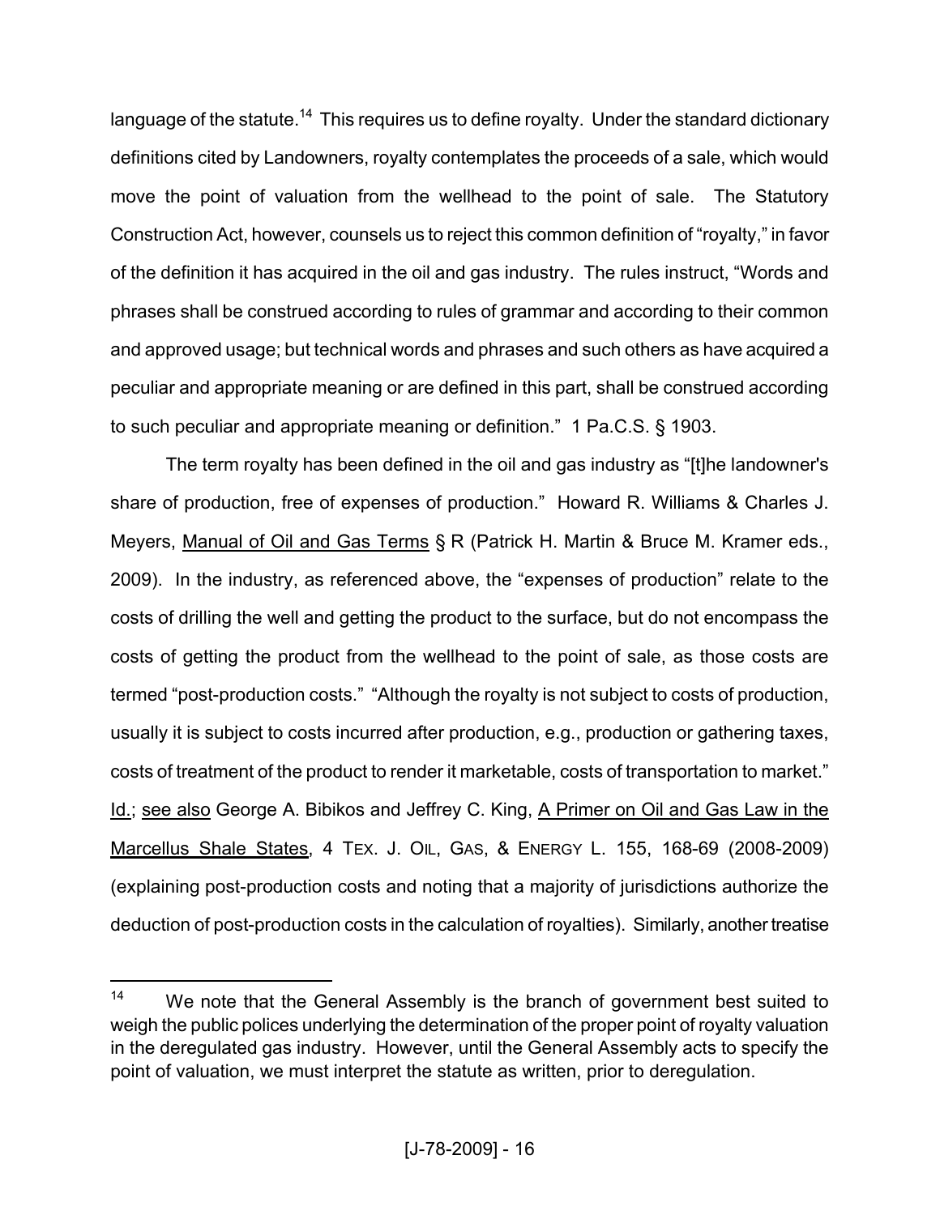language of the statute.[14] This requires us to define royalty. Under the standard dictionary definitions cited by Landowners, royalty contemplates the proceeds of a sale, which would move the point of valuation from the wellhead to the point of sale. The Statutory Construction Act, however, counsels us to reject this common definition of "royalty," in favor of the definition it has acquired in the oil and gas industry. The rules instruct, "Words and phrases shall be construed according to rules of grammar and according to their common and approved usage; but technical words and phrases and such others as have acquired a peculiar and appropriate meaning or are defined in this part, shall be construed according to such peculiar and appropriate meaning or definition." 1 Pa.C.S. § 1903.

The term royalty has been defined in the oil and gas industry as "[t]he landowner's share of production, free of expenses of production." Howard R. Williams & Charles J. Meyers, Manual of Oil and Gas Terms § R (Patrick H. Martin & Bruce M. Kramer eds., 2009). In the industry, as referenced above, the "expenses of production" relate to the costs of drilling the well and getting the product to the surface, but do not encompass the costs of getting the product from the wellhead to the point of sale, as those costs are termed "post-production costs." "Although the royalty is not subject to costs of production, usually it is subject to costs incurred after production, e.g., production or gathering taxes, costs of treatment of the product to render it marketable, costs of transportation to market." Id.; see also George A. Bibikos and Jeffrey C. King, A Primer on Oil and Gas Law in the Marcellus Shale States, 4 TEX. J. OIL, GAS, & ENERGY L. 155, 168-69 (2008-2009) (explaining post-production costs and noting that a majority of jurisdictions authorize the deduction of post-production costs in the calculation of royalties). Similarly, another treatise

---

[14] We note that the General Assembly is the branch of government best suited to weigh the public polices underlying the determination of the proper point of royalty valuation in the deregulated gas industry. However, until the General Assembly acts to specify the point of valuation, we must interpret the statute as written, prior to deregulation.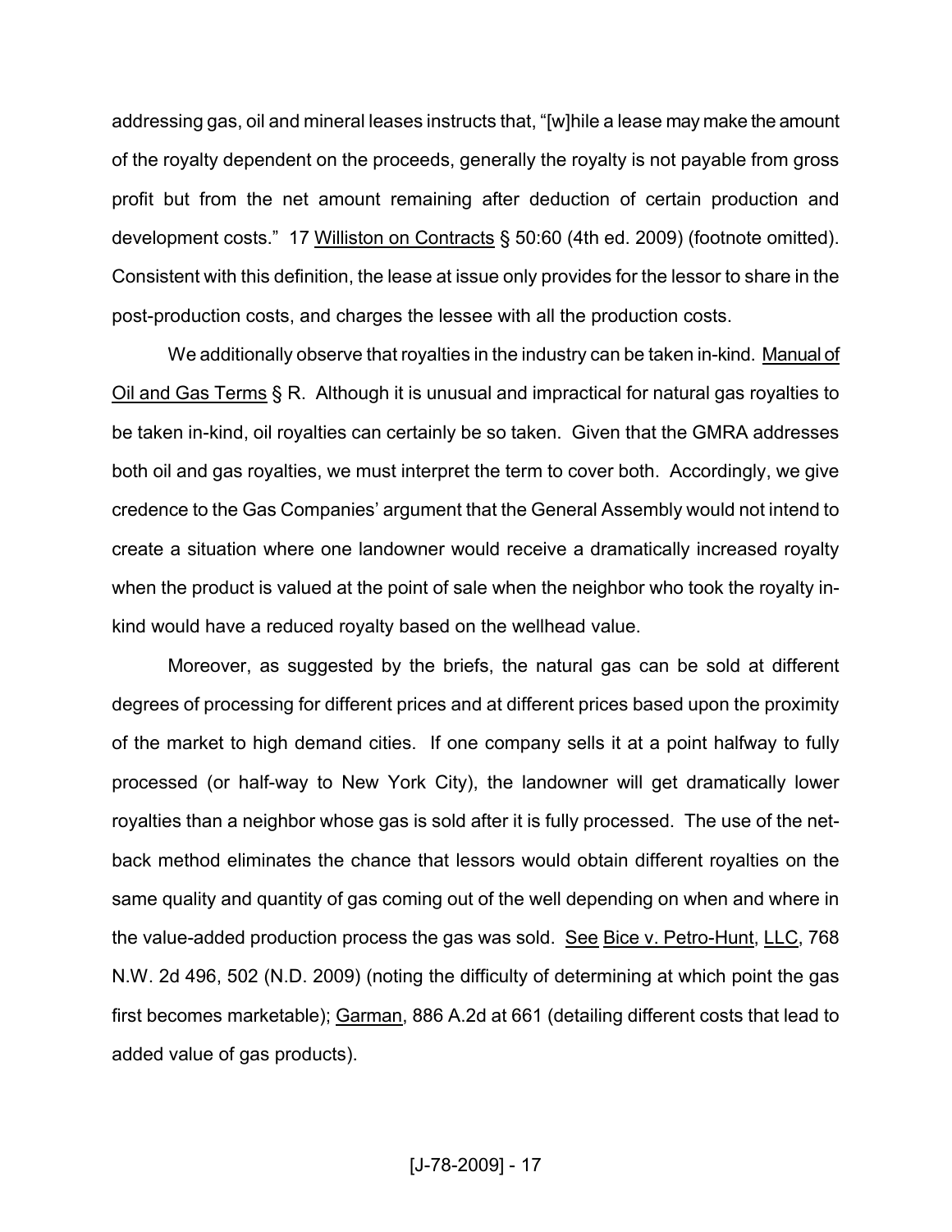addressing gas, oil and mineral leases instructs that, "[w]hile a lease may make the amount of the royalty dependent on the proceeds, generally the royalty is not payable from gross profit but from the net amount remaining after deduction of certain production and development costs." 17 Williston on Contracts § 50:60 (4th ed. 2009) (footnote omitted). Consistent with this definition, the lease at issue only provides for the lessor to share in the post-production costs, and charges the lessee with all the production costs.

We additionally observe that royalties in the industry can be taken in-kind. Manual of Oil and Gas Terms § R. Although it is unusual and impractical for natural gas royalties to be taken in-kind, oil royalties can certainly be so taken. Given that the GMRA addresses both oil and gas royalties, we must interpret the term to cover both. Accordingly, we give credence to the Gas Companies' argument that the General Assembly would not intend to create a situation where one landowner would receive a dramatically increased royalty when the product is valued at the point of sale when the neighbor who took the royalty in-kind would have a reduced royalty based on the wellhead value.

Moreover, as suggested by the briefs, the natural gas can be sold at different degrees of processing for different prices and at different prices based upon the proximity of the market to high demand cities. If one company sells it at a point halfway to fully processed (or half-way to New York City), the landowner will get dramatically lower royalties than a neighbor whose gas is sold after it is fully processed. The use of the net-back method eliminates the chance that lessors would obtain different royalties on the same quality and quantity of gas coming out of the well depending on when and where in the value-added production process the gas was sold. See Bice v. Petro-Hunt, LLC, 768 N.W. 2d 496, 502 (N.D. 2009) (noting the difficulty of determining at which point the gas first becomes marketable); Garman, 886 A.2d at 661 (detailing different costs that lead to added value of gas products).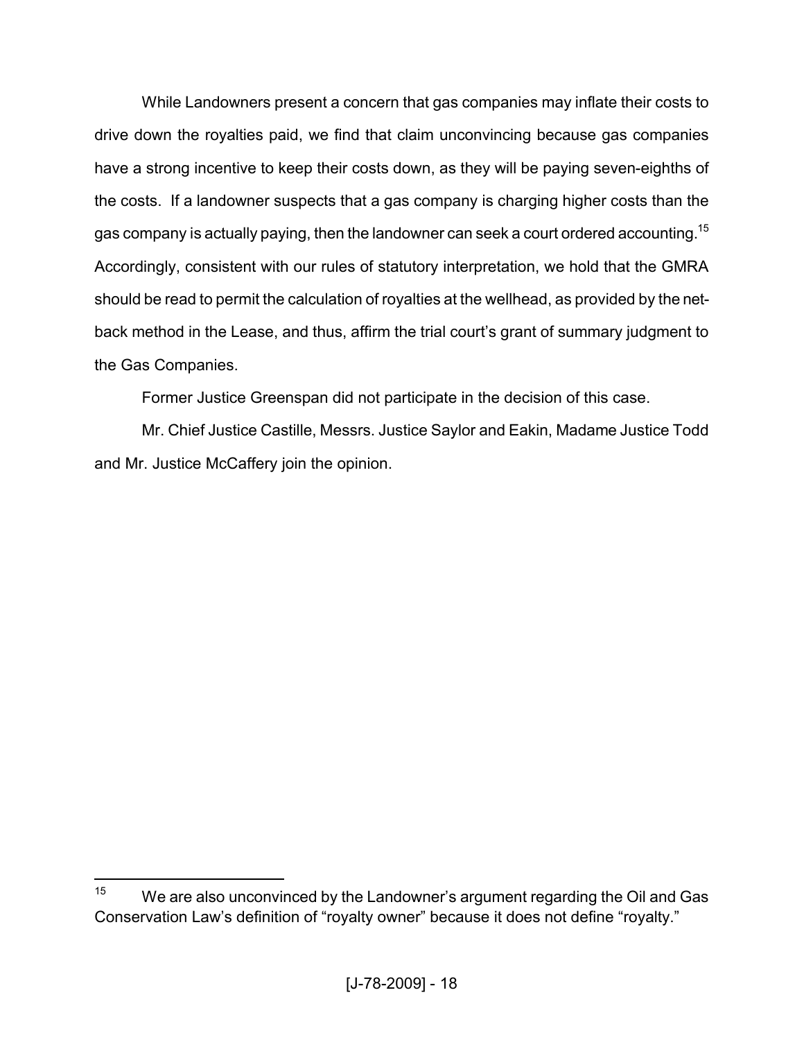While Landowners present a concern that gas companies may inflate their costs to drive down the royalties paid, we find that claim unconvincing because gas companies have a strong incentive to keep their costs down, as they will be paying seven-eighths of the costs. If a landowner suspects that a gas company is charging higher costs than the gas company is actually paying, then the landowner can seek a court ordered accounting.[15] Accordingly, consistent with our rules of statutory interpretation, we hold that the GMRA should be read to permit the calculation of royalties at the wellhead, as provided by the net-back method in the Lease, and thus, affirm the trial court's grant of summary judgment to the Gas Companies.

Former Justice Greenspan did not participate in the decision of this case.

Mr. Chief Justice Castille, Messrs. Justice Saylor and Eakin, Madame Justice Todd and Mr. Justice McCaffery join the opinion.

---

[15] We are also unconvinced by the Landowner's argument regarding the Oil and Gas Conservation Law's definition of "royalty owner" because it does not define "royalty."